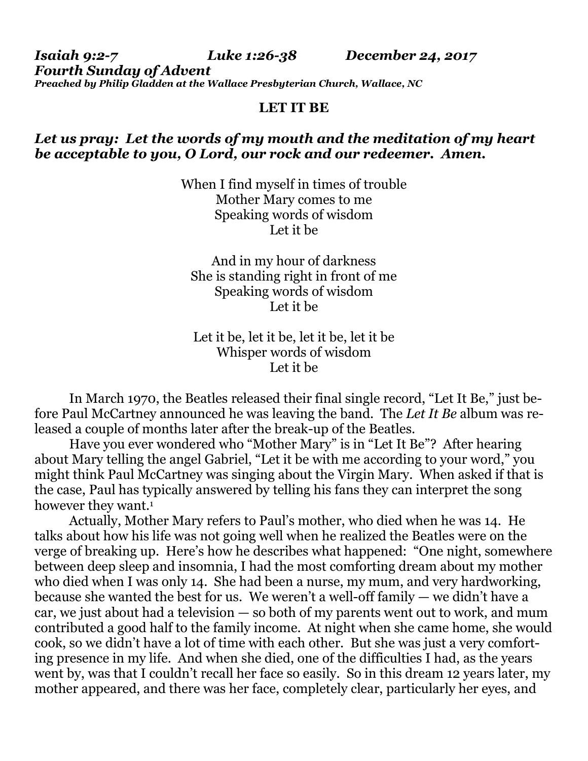***Isaiah 9:2-7 Luke 1:26-38 December 24, 2017***
***Fourth Sunday of Advent***
***Preached by Philip Gladden at the Wallace Presbyterian Church, Wallace, NC***

# LET IT BE

***Let us pray: Let the words of my mouth and the meditation of my heart be acceptable to you, O Lord, our rock and our redeemer. Amen.***

When I find myself in times of trouble
Mother Mary comes to me
Speaking words of wisdom
Let it be

And in my hour of darkness
She is standing right in front of me
Speaking words of wisdom
Let it be

Let it be, let it be, let it be, let it be
Whisper words of wisdom
Let it be

In March 1970, the Beatles released their final single record, "Let It Be," just before Paul McCartney announced he was leaving the band. The *Let It Be* album was released a couple of months later after the break-up of the Beatles.

Have you ever wondered who "Mother Mary" is in "Let It Be"? After hearing about Mary telling the angel Gabriel, "Let it be with me according to your word," you might think Paul McCartney was singing about the Virgin Mary. When asked if that is the case, Paul has typically answered by telling his fans they can interpret the song however they want.[1]

Actually, Mother Mary refers to Paul's mother, who died when he was 14. He talks about how his life was not going well when he realized the Beatles were on the verge of breaking up. Here's how he describes what happened: "One night, somewhere between deep sleep and insomnia, I had the most comforting dream about my mother who died when I was only 14. She had been a nurse, my mum, and very hardworking, because she wanted the best for us. We weren't a well-off family — we didn't have a car, we just about had a television — so both of my parents went out to work, and mum contributed a good half to the family income. At night when she came home, she would cook, so we didn't have a lot of time with each other. But she was just a very comforting presence in my life. And when she died, one of the difficulties I had, as the years went by, was that I couldn't recall her face so easily. So in this dream 12 years later, my mother appeared, and there was her face, completely clear, particularly her eyes, and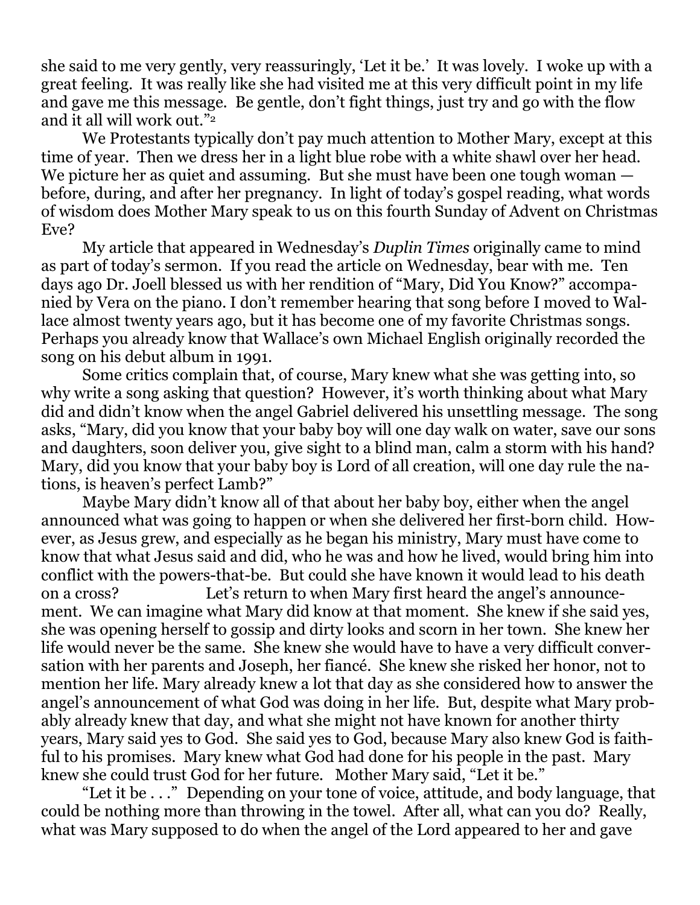she said to me very gently, very reassuringly, 'Let it be.' It was lovely. I woke up with a great feeling. It was really like she had visited me at this very difficult point in my life and gave me this message. Be gentle, don't fight things, just try and go with the flow and it all will work out."[2]

We Protestants typically don't pay much attention to Mother Mary, except at this time of year. Then we dress her in a light blue robe with a white shawl over her head. We picture her as quiet and assuming. But she must have been one tough woman — before, during, and after her pregnancy. In light of today's gospel reading, what words of wisdom does Mother Mary speak to us on this fourth Sunday of Advent on Christmas Eve?

My article that appeared in Wednesday's *Duplin Times* originally came to mind as part of today's sermon. If you read the article on Wednesday, bear with me. Ten days ago Dr. Joell blessed us with her rendition of "Mary, Did You Know?" accompanied by Vera on the piano. I don't remember hearing that song before I moved to Wallace almost twenty years ago, but it has become one of my favorite Christmas songs. Perhaps you already know that Wallace's own Michael English originally recorded the song on his debut album in 1991.

Some critics complain that, of course, Mary knew what she was getting into, so why write a song asking that question? However, it's worth thinking about what Mary did and didn't know when the angel Gabriel delivered his unsettling message. The song asks, "Mary, did you know that your baby boy will one day walk on water, save our sons and daughters, soon deliver you, give sight to a blind man, calm a storm with his hand? Mary, did you know that your baby boy is Lord of all creation, will one day rule the nations, is heaven's perfect Lamb?"

Maybe Mary didn't know all of that about her baby boy, either when the angel announced what was going to happen or when she delivered her first-born child. However, as Jesus grew, and especially as he began his ministry, Mary must have come to know that what Jesus said and did, who he was and how he lived, would bring him into conflict with the powers-that-be. But could she have known it would lead to his death on a cross? Let's return to when Mary first heard the angel's announcement. We can imagine what Mary did know at that moment. She knew if she said yes, she was opening herself to gossip and dirty looks and scorn in her town. She knew her life would never be the same. She knew she would have to have a very difficult conversation with her parents and Joseph, her fiancé. She knew she risked her honor, not to mention her life. Mary already knew a lot that day as she considered how to answer the angel's announcement of what God was doing in her life. But, despite what Mary probably already knew that day, and what she might not have known for another thirty years, Mary said yes to God. She said yes to God, because Mary also knew God is faithful to his promises. Mary knew what God had done for his people in the past. Mary knew she could trust God for her future. Mother Mary said, "Let it be."

"Let it be . . ." Depending on your tone of voice, attitude, and body language, that could be nothing more than throwing in the towel. After all, what can you do? Really, what was Mary supposed to do when the angel of the Lord appeared to her and gave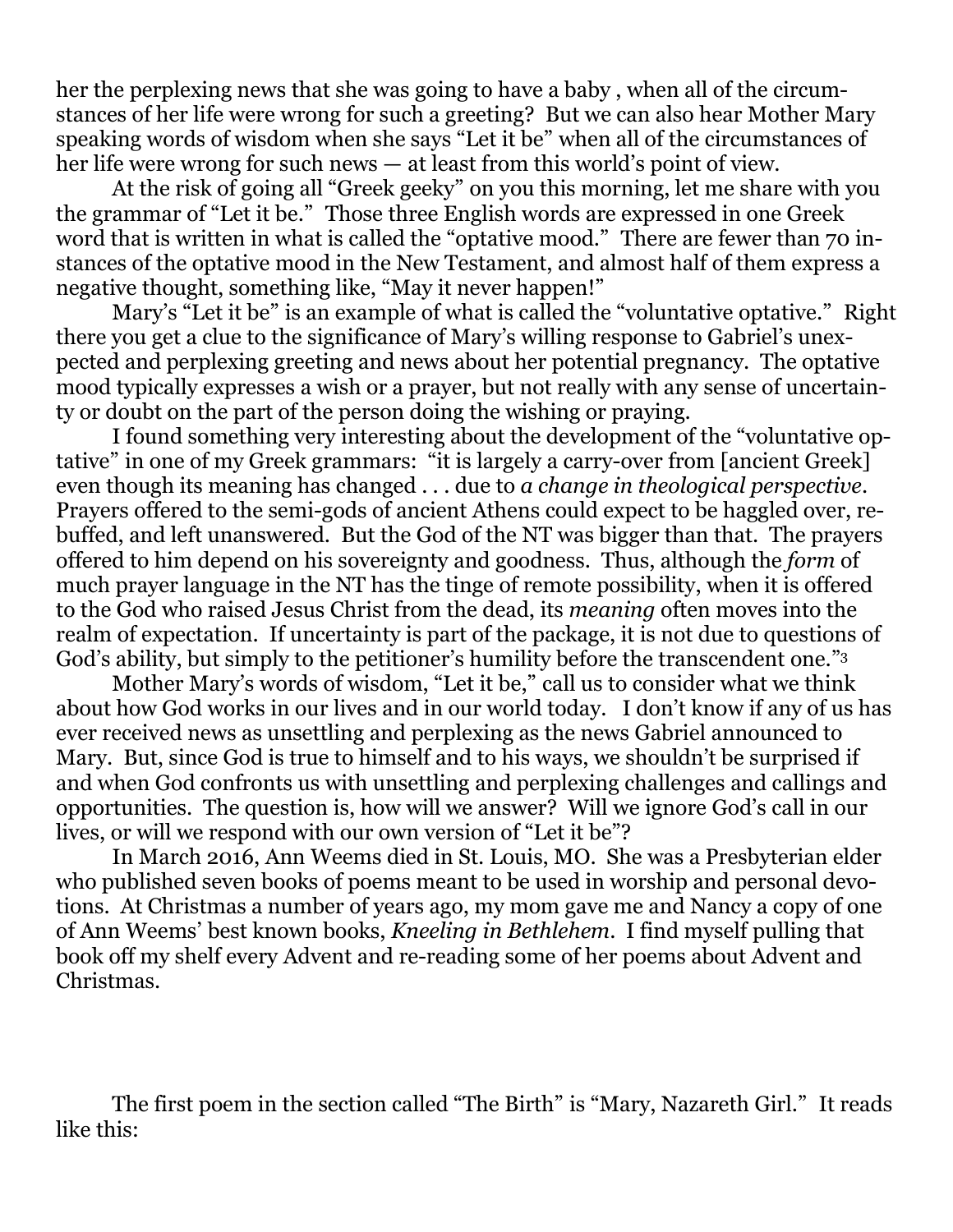her the perplexing news that she was going to have a baby , when all of the circumstances of her life were wrong for such a greeting? But we can also hear Mother Mary speaking words of wisdom when she says "Let it be" when all of the circumstances of her life were wrong for such news — at least from this world's point of view.

At the risk of going all "Greek geeky" on you this morning, let me share with you the grammar of "Let it be." Those three English words are expressed in one Greek word that is written in what is called the "optative mood." There are fewer than 70 instances of the optative mood in the New Testament, and almost half of them express a negative thought, something like, "May it never happen!"

Mary's "Let it be" is an example of what is called the "voluntative optative." Right there you get a clue to the significance of Mary's willing response to Gabriel's unexpected and perplexing greeting and news about her potential pregnancy. The optative mood typically expresses a wish or a prayer, but not really with any sense of uncertainty or doubt on the part of the person doing the wishing or praying.

I found something very interesting about the development of the "voluntative optative" in one of my Greek grammars: "it is largely a carry-over from [ancient Greek] even though its meaning has changed . . . due to *a change in theological perspective*. Prayers offered to the semi-gods of ancient Athens could expect to be haggled over, rebuffed, and left unanswered. But the God of the NT was bigger than that. The prayers offered to him depend on his sovereignty and goodness. Thus, although the *form* of much prayer language in the NT has the tinge of remote possibility, when it is offered to the God who raised Jesus Christ from the dead, its *meaning* often moves into the realm of expectation. If uncertainty is part of the package, it is not due to questions of God's ability, but simply to the petitioner's humility before the transcendent one."[3]

Mother Mary's words of wisdom, "Let it be," call us to consider what we think about how God works in our lives and in our world today. I don't know if any of us has ever received news as unsettling and perplexing as the news Gabriel announced to Mary. But, since God is true to himself and to his ways, we shouldn't be surprised if and when God confronts us with unsettling and perplexing challenges and callings and opportunities. The question is, how will we answer? Will we ignore God's call in our lives, or will we respond with our own version of "Let it be"?

In March 2016, Ann Weems died in St. Louis, MO. She was a Presbyterian elder who published seven books of poems meant to be used in worship and personal devotions. At Christmas a number of years ago, my mom gave me and Nancy a copy of one of Ann Weems' best known books, *Kneeling in Bethlehem*. I find myself pulling that book off my shelf every Advent and re-reading some of her poems about Advent and Christmas.

The first poem in the section called "The Birth" is "Mary, Nazareth Girl." It reads like this: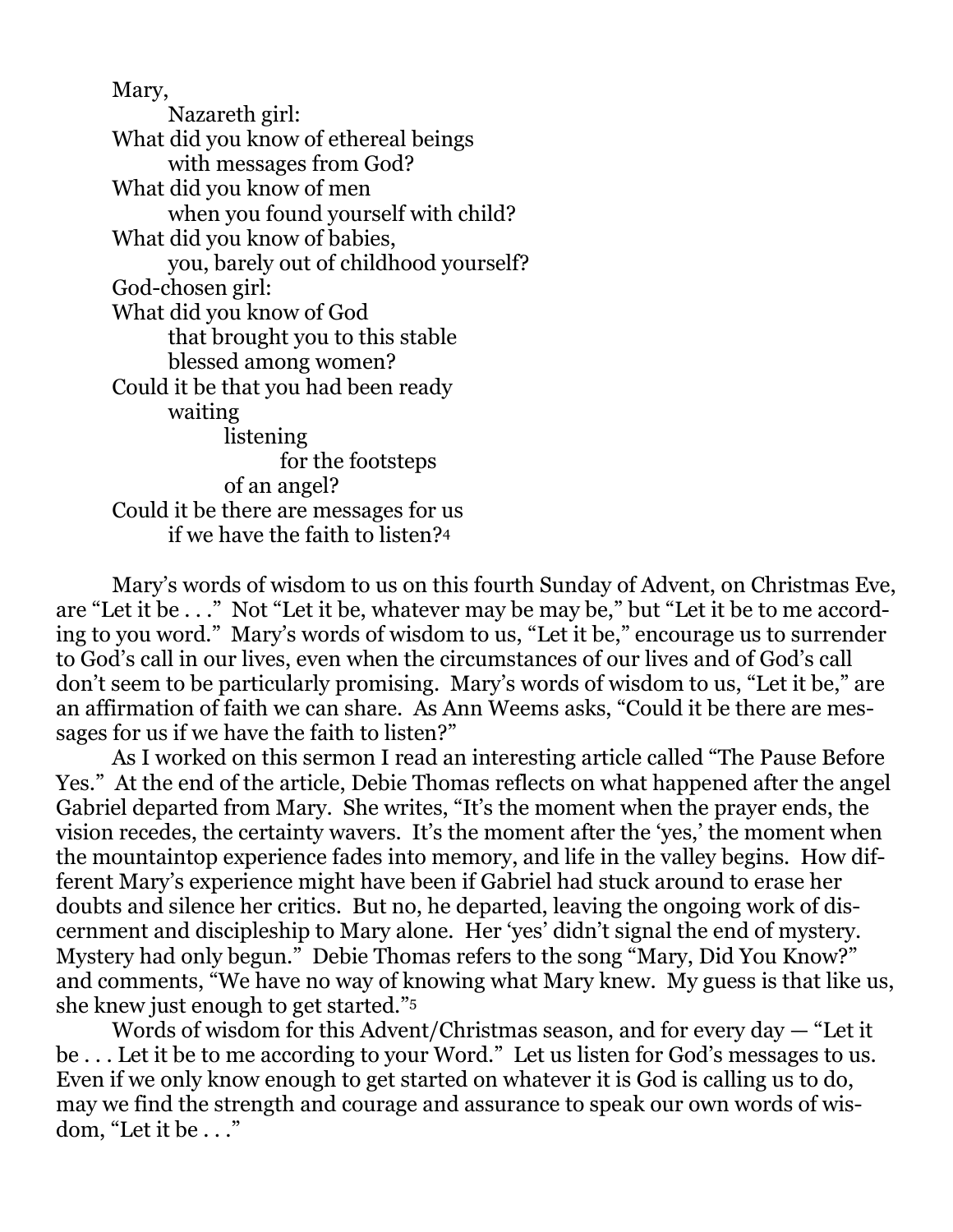Mary,
    Nazareth girl:
What did you know of ethereal beings
    with messages from God?
What did you know of men
    when you found yourself with child?
What did you know of babies,
    you, barely out of childhood yourself?
God-chosen girl:
What did you know of God
    that brought you to this stable
    blessed among women?
Could it be that you had been ready
    waiting
        listening
            for the footsteps
        of an angel?
Could it be there are messages for us
    if we have the faith to listen?[4]

Mary's words of wisdom to us on this fourth Sunday of Advent, on Christmas Eve, are "Let it be . . ." Not "Let it be, whatever may be may be," but "Let it be to me according to you word." Mary's words of wisdom to us, "Let it be," encourage us to surrender to God's call in our lives, even when the circumstances of our lives and of God's call don't seem to be particularly promising. Mary's words of wisdom to us, "Let it be," are an affirmation of faith we can share. As Ann Weems asks, "Could it be there are messages for us if we have the faith to listen?"

As I worked on this sermon I read an interesting article called "The Pause Before Yes." At the end of the article, Debie Thomas reflects on what happened after the angel Gabriel departed from Mary. She writes, "It's the moment when the prayer ends, the vision recedes, the certainty wavers. It's the moment after the 'yes,' the moment when the mountaintop experience fades into memory, and life in the valley begins. How different Mary's experience might have been if Gabriel had stuck around to erase her doubts and silence her critics. But no, he departed, leaving the ongoing work of discernment and discipleship to Mary alone. Her 'yes' didn't signal the end of mystery. Mystery had only begun." Debie Thomas refers to the song "Mary, Did You Know?" and comments, "We have no way of knowing what Mary knew. My guess is that like us, she knew just enough to get started."[5]

Words of wisdom for this Advent/Christmas season, and for every day — "Let it be . . . Let it be to me according to your Word." Let us listen for God's messages to us. Even if we only know enough to get started on whatever it is God is calling us to do, may we find the strength and courage and assurance to speak our own words of wisdom, "Let it be . . ."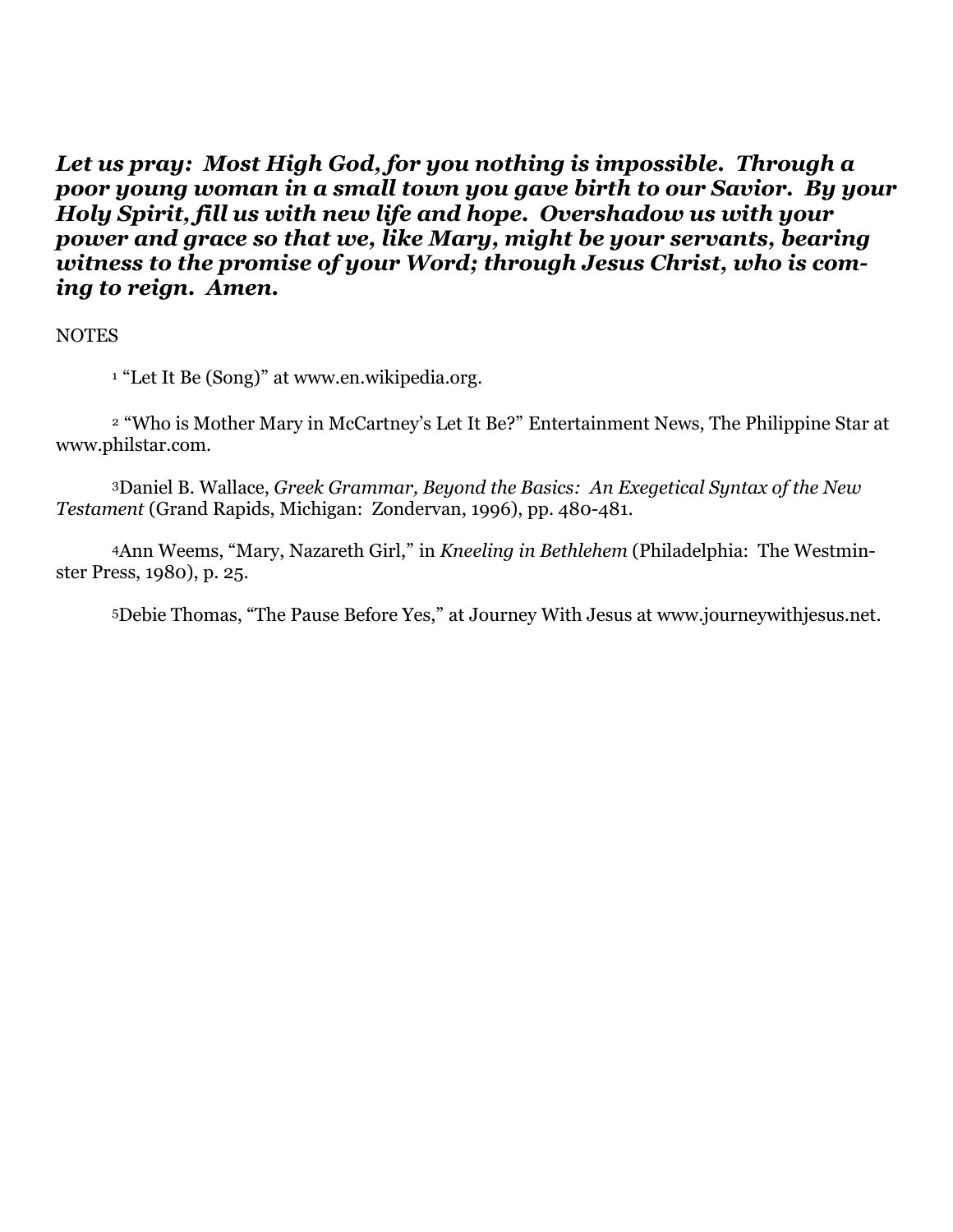***Let us pray: Most High God, for you nothing is impossible. Through a poor young woman in a small town you gave birth to our Savior. By your Holy Spirit, fill us with new life and hope. Overshadow us with your power and grace so that we, like Mary, might be your servants, bearing witness to the promise of your Word; through Jesus Christ, who is coming to reign. Amen.***

NOTES

[1] "Let It Be (Song)" at www.en.wikipedia.org.

[2] "Who is Mother Mary in McCartney's Let It Be?" Entertainment News, The Philippine Star at www.philstar.com.

[3] Daniel B. Wallace, *Greek Grammar, Beyond the Basics: An Exegetical Syntax of the New Testament* (Grand Rapids, Michigan: Zondervan, 1996), pp. 480-481.

[4] Ann Weems, "Mary, Nazareth Girl," in *Kneeling in Bethlehem* (Philadelphia: The Westminster Press, 1980), p. 25.

[5] Debie Thomas, "The Pause Before Yes," at Journey With Jesus at www.journeywithjesus.net.